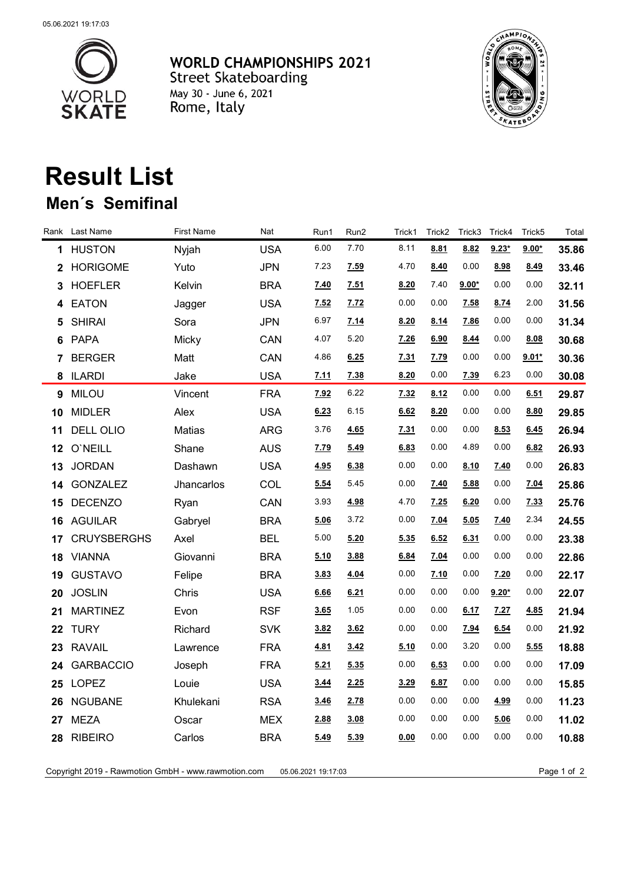05.06.2021 19:17:03

# WORLD CHAMPIONSHIPS 2021

Street Skateboarding

May 30 - June 6, 2021

Rome, Italy

# Result List

## Men´s Semifinal

| Rank | Last Name | First Name | Nat | Run1 | Run2 | Trick1 | Trick2 | Trick3 | Trick4 | Trick5 | Total |
|---|---|---|---|---|---|---|---|---|---|---|---|
| 1 | HUSTON | Nyjah | USA | 6.00 | 7.70 | 8.11 | 8.81 | 8.82 | 9.23* | 9.00* | 35.86 |
| 2 | HORIGOME | Yuto | JPN | 7.23 | 7.59 | 4.70 | 8.40 | 0.00 | 8.98 | 8.49 | 33.46 |
| 3 | HOEFLER | Kelvin | BRA | 7.40 | 7.51 | 8.20 | 7.40 | 9.00* | 0.00 | 0.00 | 32.11 |
| 4 | EATON | Jagger | USA | 7.52 | 7.72 | 0.00 | 0.00 | 7.58 | 8.74 | 2.00 | 31.56 |
| 5 | SHIRAI | Sora | JPN | 6.97 | 7.14 | 8.20 | 8.14 | 7.86 | 0.00 | 0.00 | 31.34 |
| 6 | PAPA | Micky | CAN | 4.07 | 5.20 | 7.26 | 6.90 | 8.44 | 0.00 | 8.08 | 30.68 |
| 7 | BERGER | Matt | CAN | 4.86 | 6.25 | 7.31 | 7.79 | 0.00 | 0.00 | 9.01* | 30.36 |
| 8 | ILARDI | Jake | USA | 7.11 | 7.38 | 8.20 | 0.00 | 7.39 | 6.23 | 0.00 | 30.08 |
| 9 | MILOU | Vincent | FRA | 7.92 | 6.22 | 7.32 | 8.12 | 0.00 | 0.00 | 6.51 | 29.87 |
| 10 | MIDLER | Alex | USA | 6.23 | 6.15 | 6.62 | 8.20 | 0.00 | 0.00 | 8.80 | 29.85 |
| 11 | DELL OLIO | Matias | ARG | 3.76 | 4.65 | 7.31 | 0.00 | 0.00 | 8.53 | 6.45 | 26.94 |
| 12 | O`NEILL | Shane | AUS | 7.79 | 5.49 | 6.83 | 0.00 | 4.89 | 0.00 | 6.82 | 26.93 |
| 13 | JORDAN | Dashawn | USA | 4.95 | 6.38 | 0.00 | 0.00 | 8.10 | 7.40 | 0.00 | 26.83 |
| 14 | GONZALEZ | Jhancarlos | COL | 5.54 | 5.45 | 0.00 | 7.40 | 5.88 | 0.00 | 7.04 | 25.86 |
| 15 | DECENZO | Ryan | CAN | 3.93 | 4.98 | 4.70 | 7.25 | 6.20 | 0.00 | 7.33 | 25.76 |
| 16 | AGUILAR | Gabryel | BRA | 5.06 | 3.72 | 0.00 | 7.04 | 5.05 | 7.40 | 2.34 | 24.55 |
| 17 | CRUYSBERGHS | Axel | BEL | 5.00 | 5.20 | 5.35 | 6.52 | 6.31 | 0.00 | 0.00 | 23.38 |
| 18 | VIANNA | Giovanni | BRA | 5.10 | 3.88 | 6.84 | 7.04 | 0.00 | 0.00 | 0.00 | 22.86 |
| 19 | GUSTAVO | Felipe | BRA | 3.83 | 4.04 | 0.00 | 7.10 | 0.00 | 7.20 | 0.00 | 22.17 |
| 20 | JOSLIN | Chris | USA | 6.66 | 6.21 | 0.00 | 0.00 | 0.00 | 9.20* | 0.00 | 22.07 |
| 21 | MARTINEZ | Evon | RSF | 3.65 | 1.05 | 0.00 | 0.00 | 6.17 | 7.27 | 4.85 | 21.94 |
| 22 | TURY | Richard | SVK | 3.82 | 3.62 | 0.00 | 0.00 | 7.94 | 6.54 | 0.00 | 21.92 |
| 23 | RAVAIL | Lawrence | FRA | 4.81 | 3.42 | 5.10 | 0.00 | 3.20 | 0.00 | 5.55 | 18.88 |
| 24 | GARBACCIO | Joseph | FRA | 5.21 | 5.35 | 0.00 | 6.53 | 0.00 | 0.00 | 0.00 | 17.09 |
| 25 | LOPEZ | Louie | USA | 3.44 | 2.25 | 3.29 | 6.87 | 0.00 | 0.00 | 0.00 | 15.85 |
| 26 | NGUBANE | Khulekani | RSA | 3.46 | 2.78 | 0.00 | 0.00 | 0.00 | 4.99 | 0.00 | 11.23 |
| 27 | MEZA | Oscar | MEX | 2.88 | 3.08 | 0.00 | 0.00 | 0.00 | 5.06 | 0.00 | 11.02 |
| 28 | RIBEIRO | Carlos | BRA | 5.49 | 5.39 | 0.00 | 0.00 | 0.00 | 0.00 | 0.00 | 10.88 |

Copyright 2019 - Rawmotion GmbH - www.rawmotion.com 05.06.2021 19:17:03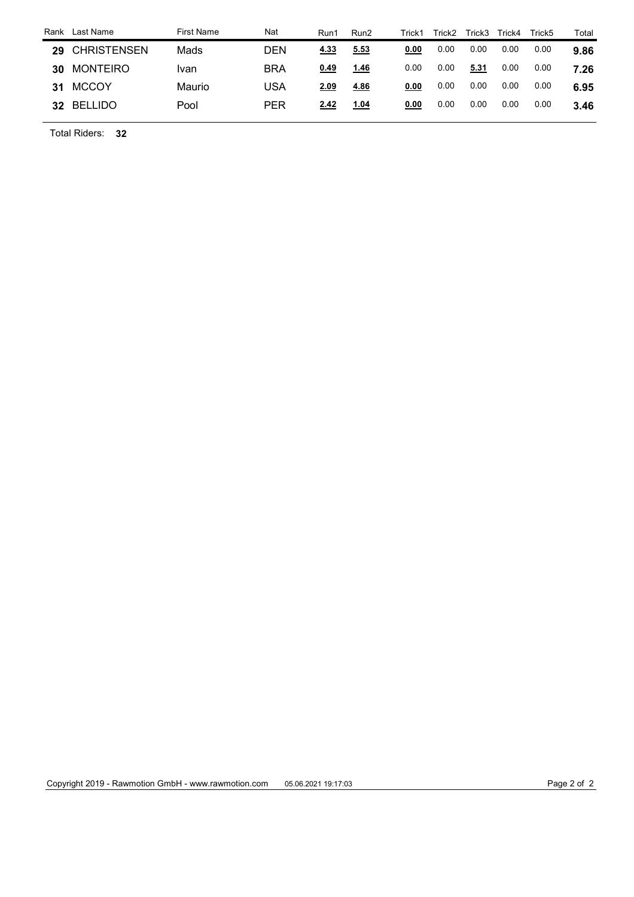| Rank | Last Name | First Name | Nat | Run1 | Run2 | Trick1 | Trick2 | Trick3 | Trick4 | Trick5 | Total |
|---|---|---|---|---|---|---|---|---|---|---|---|
| **29** | CHRISTENSEN | Mads | DEN | 4.33 | 5.53 | 0.00 | 0.00 | 0.00 | 0.00 | 0.00 | **9.86** |
| **30** | MONTEIRO | Ivan | BRA | 0.49 | 1.46 | 0.00 | 0.00 | 5.31 | 0.00 | 0.00 | **7.26** |
| **31** | MCCOY | Maurio | USA | 2.09 | 4.86 | 0.00 | 0.00 | 0.00 | 0.00 | 0.00 | **6.95** |
| **32** | BELLIDO | Pool | PER | 2.42 | 1.04 | 0.00 | 0.00 | 0.00 | 0.00 | 0.00 | **3.46** |

Total Riders: **32**

Copyright 2019 - Rawmotion GmbH - www.rawmotion.com 05.06.2021 19:17:03